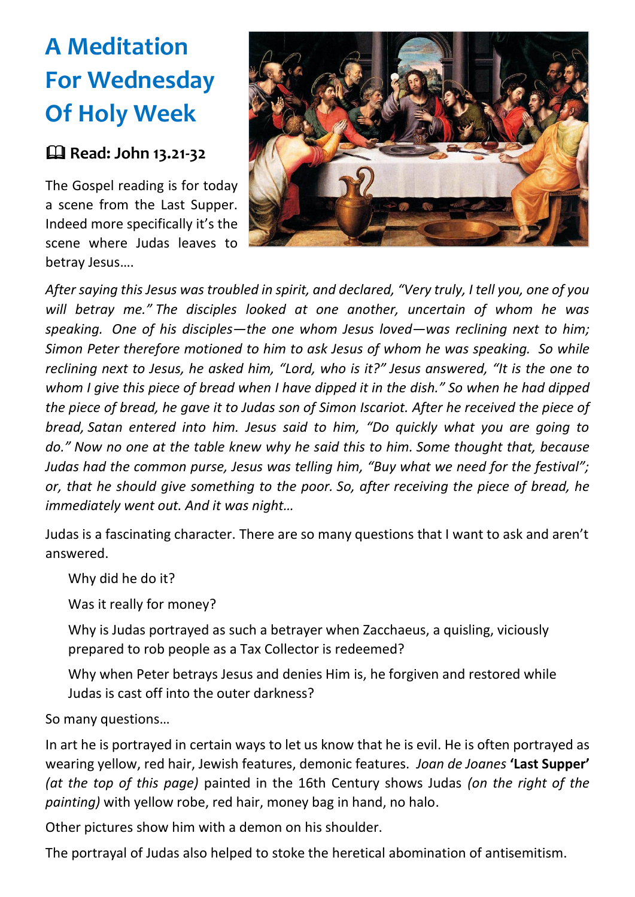# A Meditation For Wednesday Of Holy Week

## 📖 Read: John 13.21-32

The Gospel reading is for today a scene from the Last Supper. Indeed more specifically it's the scene where Judas leaves to betray Jesus….

*After saying this Jesus was troubled in spirit, and declared, "Very truly, I tell you, one of you will betray me." The disciples looked at one another, uncertain of whom he was speaking. One of his disciples—the one whom Jesus loved—was reclining next to him; Simon Peter therefore motioned to him to ask Jesus of whom he was speaking. So while reclining next to Jesus, he asked him, "Lord, who is it?" Jesus answered, "It is the one to whom I give this piece of bread when I have dipped it in the dish." So when he had dipped the piece of bread, he gave it to Judas son of Simon Iscariot. After he received the piece of bread, Satan entered into him. Jesus said to him, "Do quickly what you are going to do." Now no one at the table knew why he said this to him. Some thought that, because Judas had the common purse, Jesus was telling him, "Buy what we need for the festival"; or, that he should give something to the poor. So, after receiving the piece of bread, he immediately went out. And it was night…*

Judas is a fascinating character. There are so many questions that I want to ask and aren't answered.

Why did he do it?

Was it really for money?

Why is Judas portrayed as such a betrayer when Zacchaeus, a quisling, viciously prepared to rob people as a Tax Collector is redeemed?

Why when Peter betrays Jesus and denies Him is, he forgiven and restored while Judas is cast off into the outer darkness?

So many questions…

In art he is portrayed in certain ways to let us know that he is evil. He is often portrayed as wearing yellow, red hair, Jewish features, demonic features. *Joan de Joanes* **'Last Supper'** *(at the top of this page)* painted in the 16th Century shows Judas *(on the right of the painting)* with yellow robe, red hair, money bag in hand, no halo.

Other pictures show him with a demon on his shoulder.

The portrayal of Judas also helped to stoke the heretical abomination of antisemitism.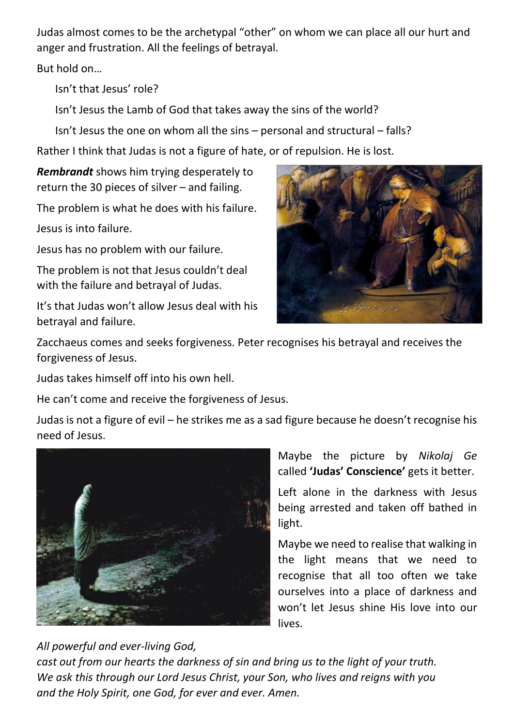Judas almost comes to be the archetypal "other" on whom we can place all our hurt and anger and frustration. All the feelings of betrayal.

But hold on…

Isn't that Jesus' role?

Isn't Jesus the Lamb of God that takes away the sins of the world?

Isn't Jesus the one on whom all the sins – personal and structural – falls?

Rather I think that Judas is not a figure of hate, or of repulsion. He is lost.

***Rembrandt*** shows him trying desperately to return the 30 pieces of silver – and failing.

The problem is what he does with his failure.

Jesus is into failure.

Jesus has no problem with our failure.

The problem is not that Jesus couldn't deal with the failure and betrayal of Judas.

It's that Judas won't allow Jesus deal with his betrayal and failure.

Zacchaeus comes and seeks forgiveness. Peter recognises his betrayal and receives the forgiveness of Jesus.

Judas takes himself off into his own hell.

He can't come and receive the forgiveness of Jesus.

Judas is not a figure of evil – he strikes me as a sad figure because he doesn't recognise his need of Jesus.

Maybe the picture by *Nikolaj Ge* called **'Judas' Conscience'** gets it better.

Left alone in the darkness with Jesus being arrested and taken off bathed in light.

Maybe we need to realise that walking in the light means that we need to recognise that all too often we take ourselves into a place of darkness and won't let Jesus shine His love into our lives.

*All powerful and ever-living God,*
*cast out from our hearts the darkness of sin and bring us to the light of your truth.*
*We ask this through our Lord Jesus Christ, your Son, who lives and reigns with you*
*and the Holy Spirit, one God, for ever and ever. Amen.*